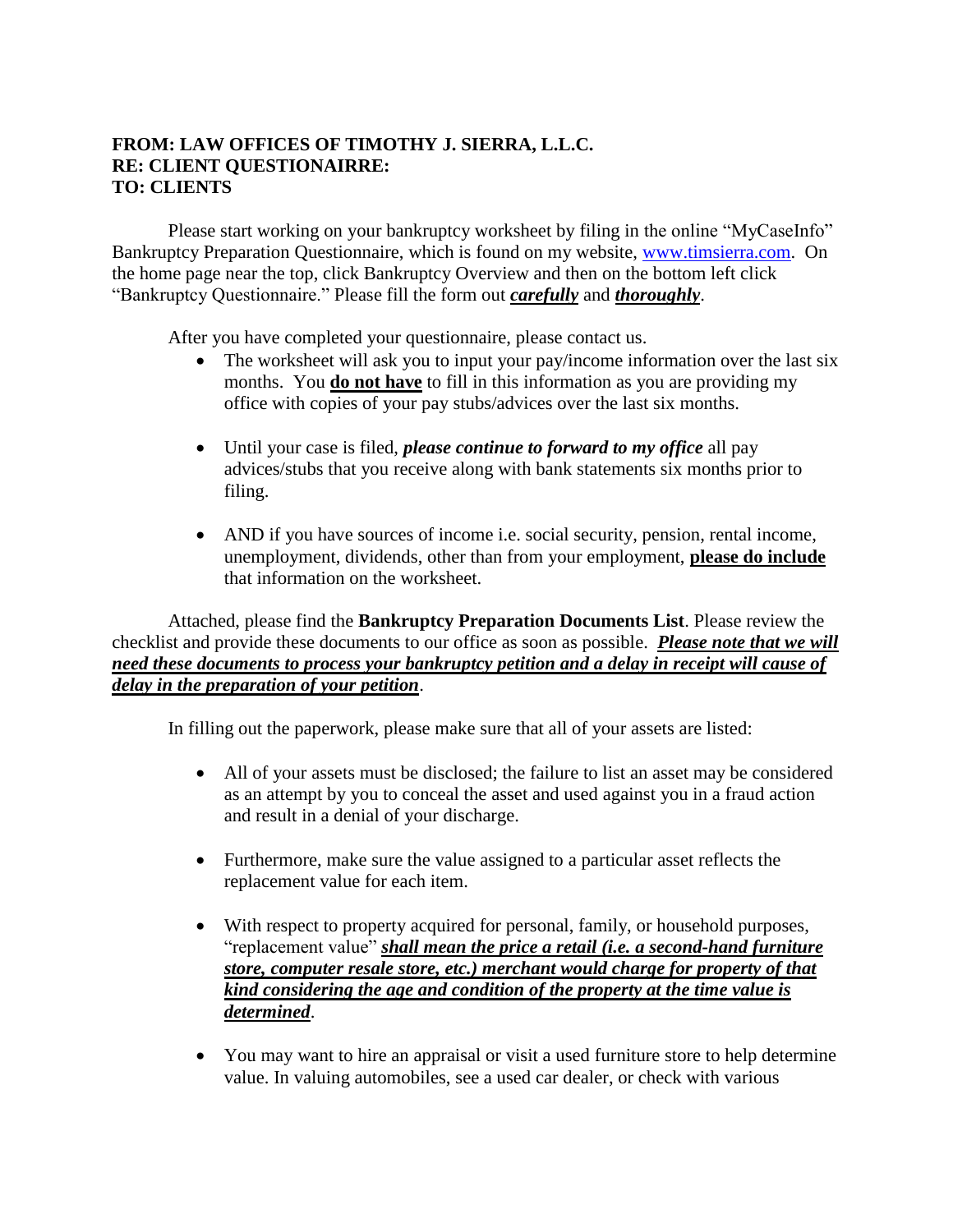**FROM: LAW OFFICES OF TIMOTHY J. SIERRA, L.L.C.**
**RE: CLIENT QUESTIONAIRRE:**
**TO: CLIENTS**

Please start working on your bankruptcy worksheet by filing in the online "MyCaseInfo" Bankruptcy Preparation Questionnaire, which is found on my website, www.timsierra.com. On the home page near the top, click Bankruptcy Overview and then on the bottom left click "Bankruptcy Questionnaire." Please fill the form out ***carefully*** and ***thoroughly***.

After you have completed your questionnaire, please contact us.

- The worksheet will ask you to input your pay/income information over the last six months. You **do not have** to fill in this information as you are providing my office with copies of your pay stubs/advices over the last six months.
- Until your case is filed, ***please continue to forward to my office*** all pay advices/stubs that you receive along with bank statements six months prior to filing.
- AND if you have sources of income i.e. social security, pension, rental income, unemployment, dividends, other than from your employment, **please do include** that information on the worksheet.

Attached, please find the **Bankruptcy Preparation Documents List**. Please review the checklist and provide these documents to our office as soon as possible. ***Please note that we will need these documents to process your bankruptcy petition and a delay in receipt will cause of delay in the preparation of your petition***.

In filling out the paperwork, please make sure that all of your assets are listed:

- All of your assets must be disclosed; the failure to list an asset may be considered as an attempt by you to conceal the asset and used against you in a fraud action and result in a denial of your discharge.
- Furthermore, make sure the value assigned to a particular asset reflects the replacement value for each item.
- With respect to property acquired for personal, family, or household purposes, "replacement value" ***shall mean the price a retail (i.e. a second-hand furniture store, computer resale store, etc.) merchant would charge for property of that kind considering the age and condition of the property at the time value is determined***.
- You may want to hire an appraisal or visit a used furniture store to help determine value. In valuing automobiles, see a used car dealer, or check with various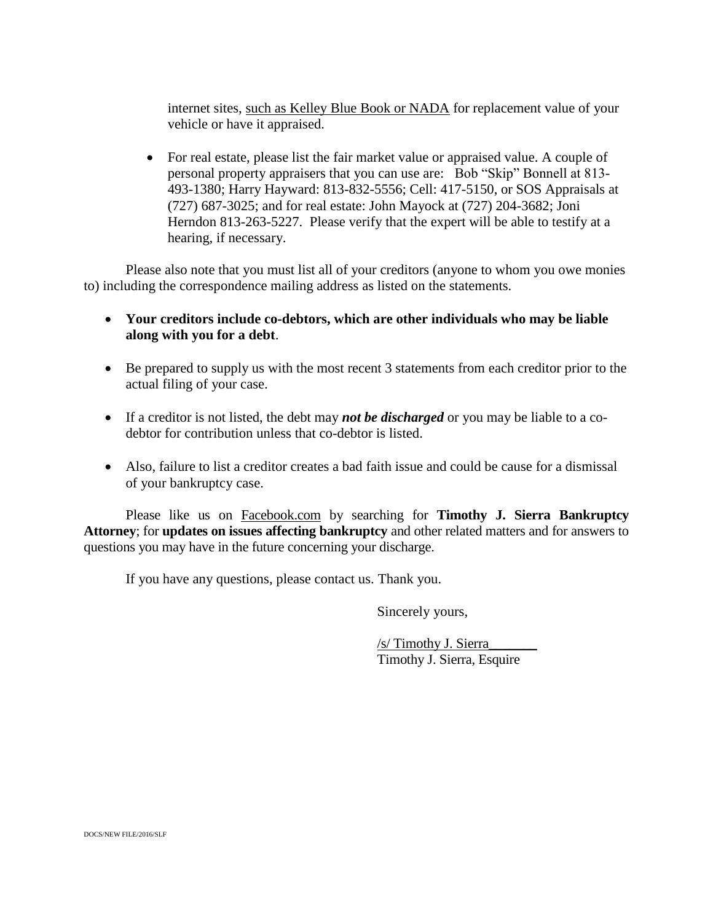internet sites, such as Kelley Blue Book or NADA for replacement value of your vehicle or have it appraised.

- For real estate, please list the fair market value or appraised value. A couple of personal property appraisers that you can use are: Bob "Skip" Bonnell at 813-493-1380; Harry Hayward: 813-832-5556; Cell: 417-5150, or SOS Appraisals at (727) 687-3025; and for real estate: John Mayock at (727) 204-3682; Joni Herndon 813-263-5227. Please verify that the expert will be able to testify at a hearing, if necessary.

Please also note that you must list all of your creditors (anyone to whom you owe monies to) including the correspondence mailing address as listed on the statements.

- **Your creditors include co-debtors, which are other individuals who may be liable along with you for a debt**.
- Be prepared to supply us with the most recent 3 statements from each creditor prior to the actual filing of your case.
- If a creditor is not listed, the debt may ***not be discharged*** or you may be liable to a co-debtor for contribution unless that co-debtor is listed.
- Also, failure to list a creditor creates a bad faith issue and could be cause for a dismissal of your bankruptcy case.

Please like us on Facebook.com by searching for **Timothy J. Sierra Bankruptcy Attorney**; for **updates on issues affecting bankruptcy** and other related matters and for answers to questions you may have in the future concerning your discharge.

If you have any questions, please contact us. Thank you.

Sincerely yours,

/s/ Timothy J. Sierra_______
Timothy J. Sierra, Esquire

DOCS/NEW FILE/2016/SLF